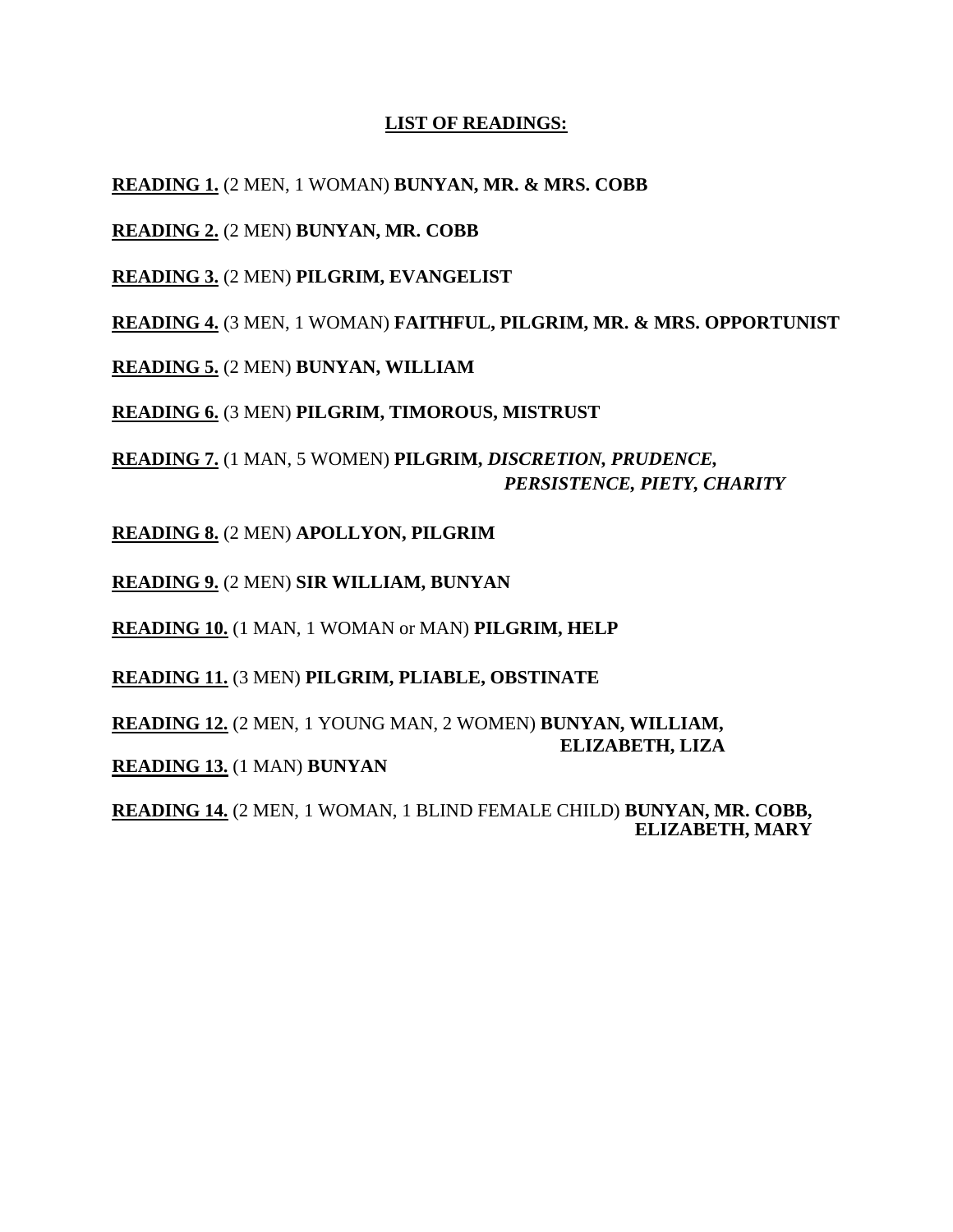**LIST OF READINGS:**

**READING 1.** (2 MEN, 1 WOMAN) **BUNYAN, MR. & MRS. COBB**

**READING 2.** (2 MEN) **BUNYAN, MR. COBB**

**READING 3.** (2 MEN) **PILGRIM, EVANGELIST**

**READING 4.** (3 MEN, 1 WOMAN) **FAITHFUL, PILGRIM, MR. & MRS. OPPORTUNIST**

**READING 5.** (2 MEN) **BUNYAN, WILLIAM**

**READING 6.** (3 MEN) **PILGRIM, TIMOROUS, MISTRUST**

**READING 7.** (1 MAN, 5 WOMEN) **PILGRIM, *DISCRETION, PRUDENCE, PERSISTENCE, PIETY, CHARITY***

**READING 8.** (2 MEN) **APOLLYON, PILGRIM**

**READING 9.** (2 MEN) **SIR WILLIAM, BUNYAN**

**READING 10.** (1 MAN, 1 WOMAN or MAN) **PILGRIM, HELP**

**READING 11.** (3 MEN) **PILGRIM, PLIABLE, OBSTINATE**

**READING 12.** (2 MEN, 1 YOUNG MAN, 2 WOMEN) **BUNYAN, WILLIAM, ELIZABETH, LIZA**

**READING 13.** (1 MAN) **BUNYAN**

**READING 14.** (2 MEN, 1 WOMAN, 1 BLIND FEMALE CHILD) **BUNYAN, MR. COBB, ELIZABETH, MARY**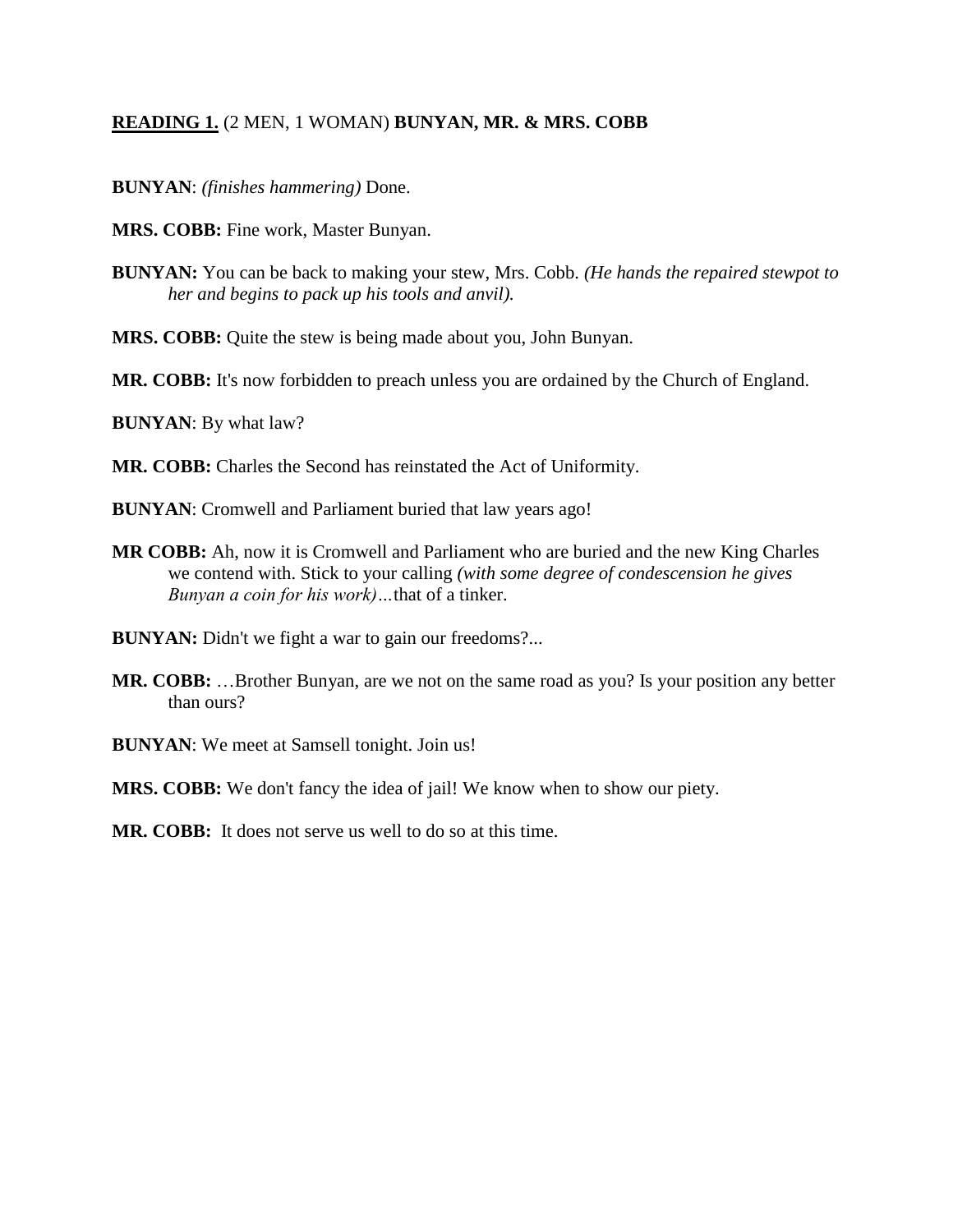**<u>READING 1.</u>** (2 MEN, 1 WOMAN) **BUNYAN, MR. & MRS. COBB**

**BUNYAN**: *(finishes hammering)* Done.

**MRS. COBB:** Fine work, Master Bunyan.

**BUNYAN:** You can be back to making your stew, Mrs. Cobb. *(He hands the repaired stewpot to her and begins to pack up his tools and anvil).*

**MRS. COBB:** Quite the stew is being made about you, John Bunyan.

**MR. COBB:** It's now forbidden to preach unless you are ordained by the Church of England.

**BUNYAN**: By what law?

**MR. COBB:** Charles the Second has reinstated the Act of Uniformity.

**BUNYAN**: Cromwell and Parliament buried that law years ago!

**MR COBB:** Ah, now it is Cromwell and Parliament who are buried and the new King Charles we contend with. Stick to your calling *(with some degree of condescension he gives Bunyan a coin for his work)…*that of a tinker.

**BUNYAN:** Didn't we fight a war to gain our freedoms?...

**MR. COBB:** …Brother Bunyan, are we not on the same road as you? Is your position any better than ours?

**BUNYAN**: We meet at Samsell tonight. Join us!

**MRS. COBB:** We don't fancy the idea of jail! We know when to show our piety.

**MR. COBB:** It does not serve us well to do so at this time.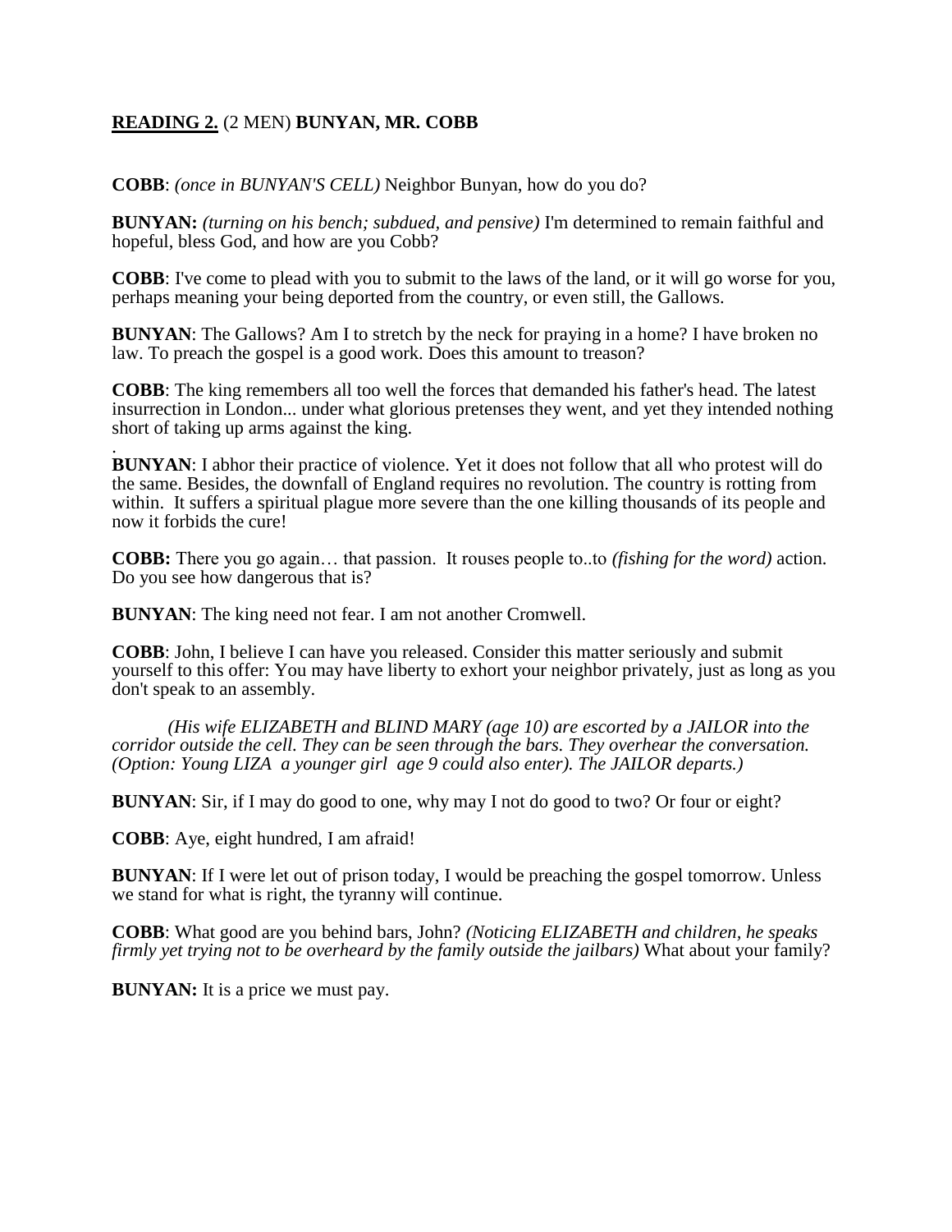**<u>READING 2.</u>** (2 MEN) **BUNYAN, MR. COBB**

**COBB**: *(once in BUNYAN'S CELL)* Neighbor Bunyan, how do you do?

**BUNYAN:** *(turning on his bench; subdued, and pensive)* I'm determined to remain faithful and hopeful, bless God, and how are you Cobb?

**COBB**: I've come to plead with you to submit to the laws of the land, or it will go worse for you, perhaps meaning your being deported from the country, or even still, the Gallows.

**BUNYAN**: The Gallows? Am I to stretch by the neck for praying in a home? I have broken no law. To preach the gospel is a good work. Does this amount to treason?

**COBB**: The king remembers all too well the forces that demanded his father's head. The latest insurrection in London... under what glorious pretenses they went, and yet they intended nothing short of taking up arms against the king.

.
**BUNYAN**: I abhor their practice of violence. Yet it does not follow that all who protest will do the same. Besides, the downfall of England requires no revolution. The country is rotting from within. It suffers a spiritual plague more severe than the one killing thousands of its people and now it forbids the cure!

**COBB:** There you go again… that passion. It rouses people to..to *(fishing for the word)* action. Do you see how dangerous that is?

**BUNYAN**: The king need not fear. I am not another Cromwell.

**COBB**: John, I believe I can have you released. Consider this matter seriously and submit yourself to this offer: You may have liberty to exhort your neighbor privately, just as long as you don't speak to an assembly.

*(His wife ELIZABETH and BLIND MARY (age 10) are escorted by a JAILOR into the corridor outside the cell. They can be seen through the bars. They overhear the conversation. (Option: Young LIZA a younger girl age 9 could also enter). The JAILOR departs.)*

**BUNYAN**: Sir, if I may do good to one, why may I not do good to two? Or four or eight?

**COBB**: Aye, eight hundred, I am afraid!

**BUNYAN**: If I were let out of prison today, I would be preaching the gospel tomorrow. Unless we stand for what is right, the tyranny will continue.

**COBB**: What good are you behind bars, John? *(Noticing ELIZABETH and children, he speaks firmly yet trying not to be overheard by the family outside the jailbars)* What about your family?

**BUNYAN:** It is a price we must pay.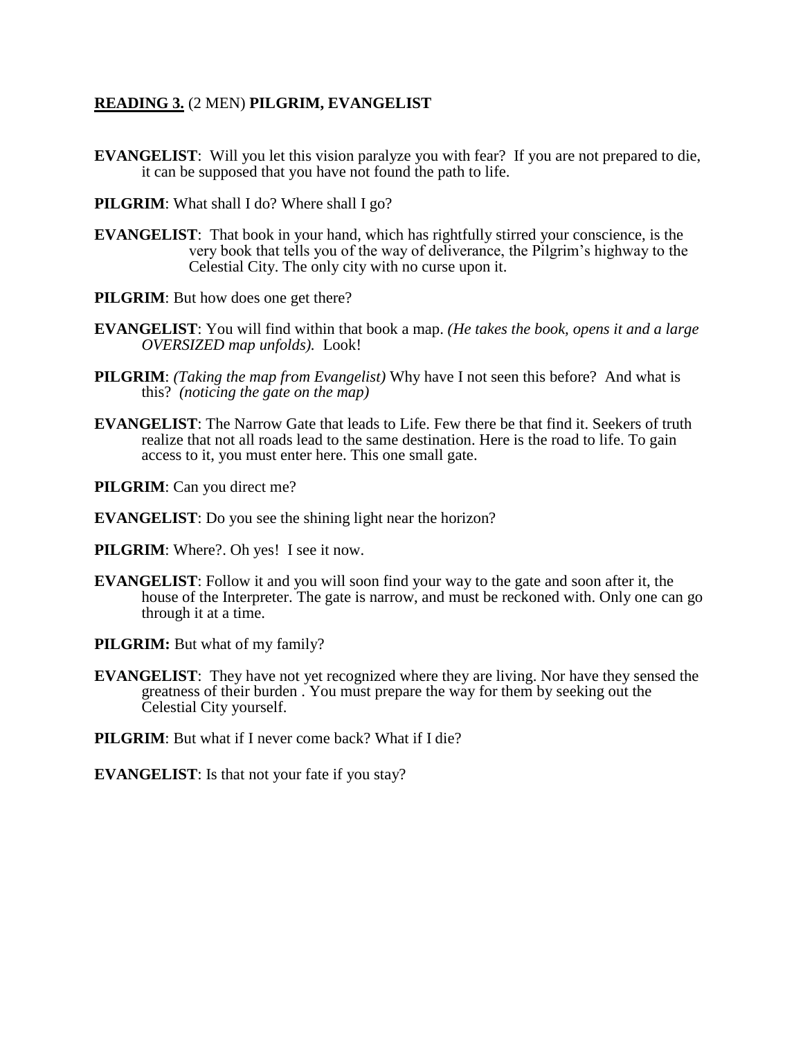**<u>READING 3.</u>** (2 MEN) **PILGRIM, EVANGELIST**

**EVANGELIST**: Will you let this vision paralyze you with fear? If you are not prepared to die, it can be supposed that you have not found the path to life.

**PILGRIM**: What shall I do? Where shall I go?

**EVANGELIST**: That book in your hand, which has rightfully stirred your conscience, is the very book that tells you of the way of deliverance, the Pilgrim's highway to the Celestial City. The only city with no curse upon it.

**PILGRIM**: But how does one get there?

**EVANGELIST**: You will find within that book a map. *(He takes the book, opens it and a large OVERSIZED map unfolds).* Look!

**PILGRIM**: *(Taking the map from Evangelist)* Why have I not seen this before? And what is this? *(noticing the gate on the map)*

**EVANGELIST**: The Narrow Gate that leads to Life. Few there be that find it. Seekers of truth realize that not all roads lead to the same destination. Here is the road to life. To gain access to it, you must enter here. This one small gate.

**PILGRIM**: Can you direct me?

**EVANGELIST**: Do you see the shining light near the horizon?

**PILGRIM**: Where?. Oh yes! I see it now.

**EVANGELIST**: Follow it and you will soon find your way to the gate and soon after it, the house of the Interpreter. The gate is narrow, and must be reckoned with. Only one can go through it at a time.

**PILGRIM:** But what of my family?

**EVANGELIST**: They have not yet recognized where they are living. Nor have they sensed the greatness of their burden . You must prepare the way for them by seeking out the Celestial City yourself.

**PILGRIM**: But what if I never come back? What if I die?

**EVANGELIST**: Is that not your fate if you stay?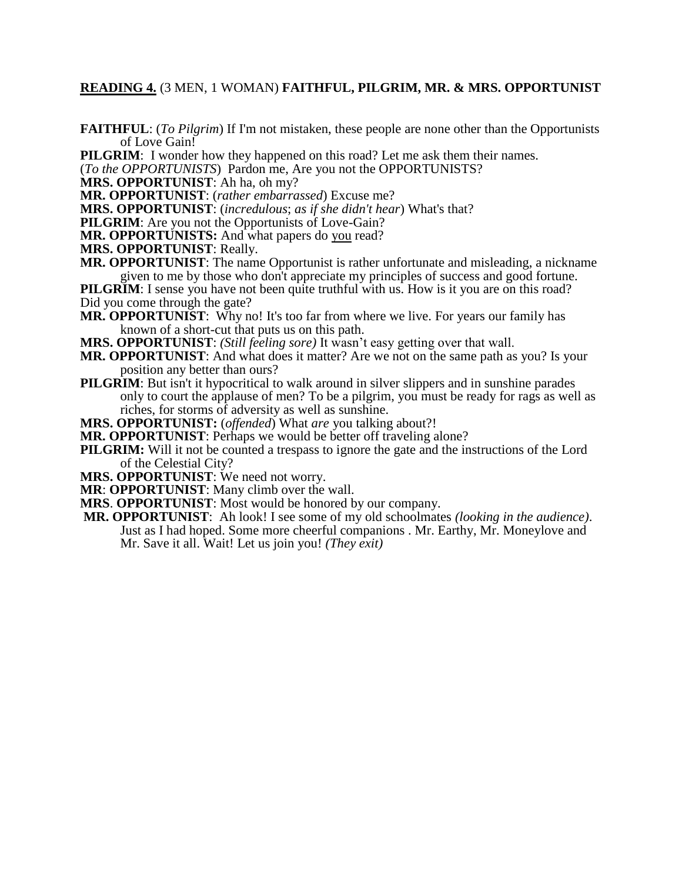**<u>READING 4.</u>** (3 MEN, 1 WOMAN) **FAITHFUL, PILGRIM, MR. & MRS. OPPORTUNIST**

**FAITHFUL**: (*To Pilgrim*) If I'm not mistaken, these people are none other than the Opportunists of Love Gain!

**PILGRIM**: I wonder how they happened on this road? Let me ask them their names.

(*To the OPPORTUNISTS*) Pardon me, Are you not the OPPORTUNISTS?

**MRS. OPPORTUNIST**: Ah ha, oh my?

**MR. OPPORTUNIST**: (*rather embarrassed*) Excuse me?

**MRS. OPPORTUNIST**: (*incredulous*; *as if she didn't hear*) What's that?

**PILGRIM**: Are you not the Opportunists of Love-Gain?

**MR. OPPORTUNISTS:** And what papers do <u>you</u> read?

**MRS. OPPORTUNIST**: Really.

**MR. OPPORTUNIST**: The name Opportunist is rather unfortunate and misleading, a nickname given to me by those who don't appreciate my principles of success and good fortune.

**PILGRIM**: I sense you have not been quite truthful with us. How is it you are on this road? Did you come through the gate?

**MR. OPPORTUNIST**: Why no! It's too far from where we live. For years our family has known of a short-cut that puts us on this path.

**MRS. OPPORTUNIST**: *(Still feeling sore)* It wasn't easy getting over that wall.

**MR. OPPORTUNIST**: And what does it matter? Are we not on the same path as you? Is your position any better than ours?

**PILGRIM**: But isn't it hypocritical to walk around in silver slippers and in sunshine parades only to court the applause of men? To be a pilgrim, you must be ready for rags as well as riches, for storms of adversity as well as sunshine.

**MRS. OPPORTUNIST:** (*offended*) What *are* you talking about?!

**MR. OPPORTUNIST**: Perhaps we would be better off traveling alone?

**PILGRIM:** Will it not be counted a trespass to ignore the gate and the instructions of the Lord of the Celestial City?

**MRS. OPPORTUNIST**: We need not worry.

**MR**: **OPPORTUNIST**: Many climb over the wall.

**MRS**. **OPPORTUNIST**: Most would be honored by our company.

**MR. OPPORTUNIST**: Ah look! I see some of my old schoolmates *(looking in the audience)*. Just as I had hoped. Some more cheerful companions . Mr. Earthy, Mr. Moneylove and Mr. Save it all. Wait! Let us join you! *(They exit)*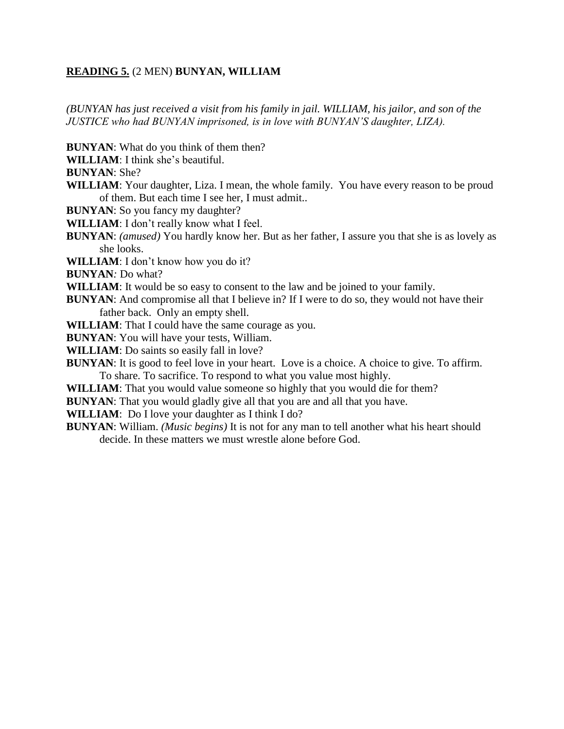**<u>READING 5.</u>** (2 MEN) **BUNYAN, WILLIAM**

*(BUNYAN has just received a visit from his family in jail. WILLIAM, his jailor, and son of the JUSTICE who had BUNYAN imprisoned, is in love with BUNYAN'S daughter, LIZA).*

**BUNYAN**: What do you think of them then?

**WILLIAM**: I think she's beautiful.

**BUNYAN**: She?

**WILLIAM**: Your daughter, Liza. I mean, the whole family. You have every reason to be proud of them. But each time I see her, I must admit..

**BUNYAN**: So you fancy my daughter?

**WILLIAM**: I don't really know what I feel.

**BUNYAN**: *(amused)* You hardly know her. But as her father, I assure you that she is as lovely as she looks.

**WILLIAM**: I don't know how you do it?

**BUNYAN**: Do what?

**WILLIAM**: It would be so easy to consent to the law and be joined to your family.

**BUNYAN**: And compromise all that I believe in? If I were to do so, they would not have their father back. Only an empty shell.

**WILLIAM**: That I could have the same courage as you.

**BUNYAN**: You will have your tests, William.

**WILLIAM**: Do saints so easily fall in love?

**BUNYAN**: It is good to feel love in your heart. Love is a choice. A choice to give. To affirm. To share. To sacrifice. To respond to what you value most highly.

**WILLIAM**: That you would value someone so highly that you would die for them?

**BUNYAN**: That you would gladly give all that you are and all that you have.

**WILLIAM**: Do I love your daughter as I think I do?

**BUNYAN**: William. *(Music begins)* It is not for any man to tell another what his heart should decide. In these matters we must wrestle alone before God.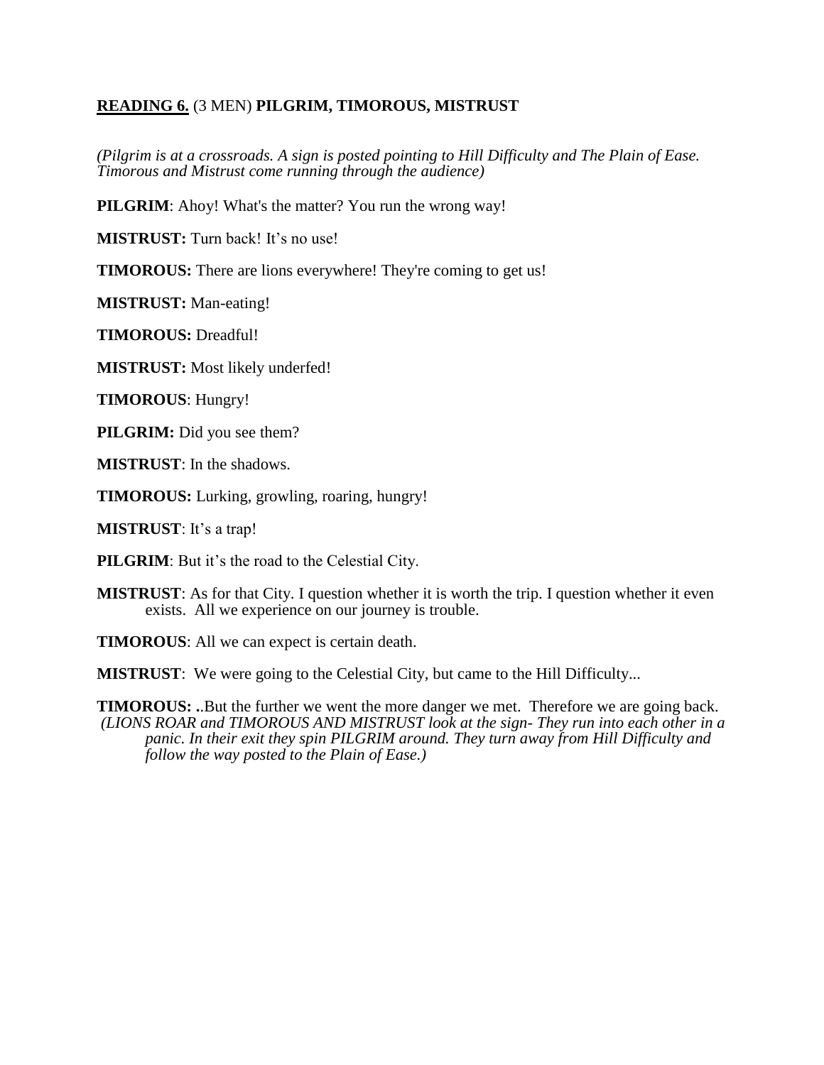**<u>READING 6.</u>** (3 MEN) **PILGRIM, TIMOROUS, MISTRUST**

*(Pilgrim is at a crossroads. A sign is posted pointing to Hill Difficulty and The Plain of Ease. Timorous and Mistrust come running through the audience)*

**PILGRIM**: Ahoy! What's the matter? You run the wrong way!

**MISTRUST:** Turn back! It's no use!

**TIMOROUS:** There are lions everywhere! They're coming to get us!

**MISTRUST:** Man-eating!

**TIMOROUS:** Dreadful!

**MISTRUST:** Most likely underfed!

**TIMOROUS**: Hungry!

**PILGRIM:** Did you see them?

**MISTRUST**: In the shadows.

**TIMOROUS:** Lurking, growling, roaring, hungry!

**MISTRUST**: It's a trap!

**PILGRIM**: But it's the road to the Celestial City.

**MISTRUST**: As for that City. I question whether it is worth the trip. I question whether it even exists. All we experience on our journey is trouble.

**TIMOROUS**: All we can expect is certain death.

**MISTRUST**: We were going to the Celestial City, but came to the Hill Difficulty...

**TIMOROUS: .**.But the further we went the more danger we met. Therefore we are going back.
*(LIONS ROAR and TIMOROUS AND MISTRUST look at the sign- They run into each other in a panic. In their exit they spin PILGRIM around. They turn away from Hill Difficulty and follow the way posted to the Plain of Ease.)*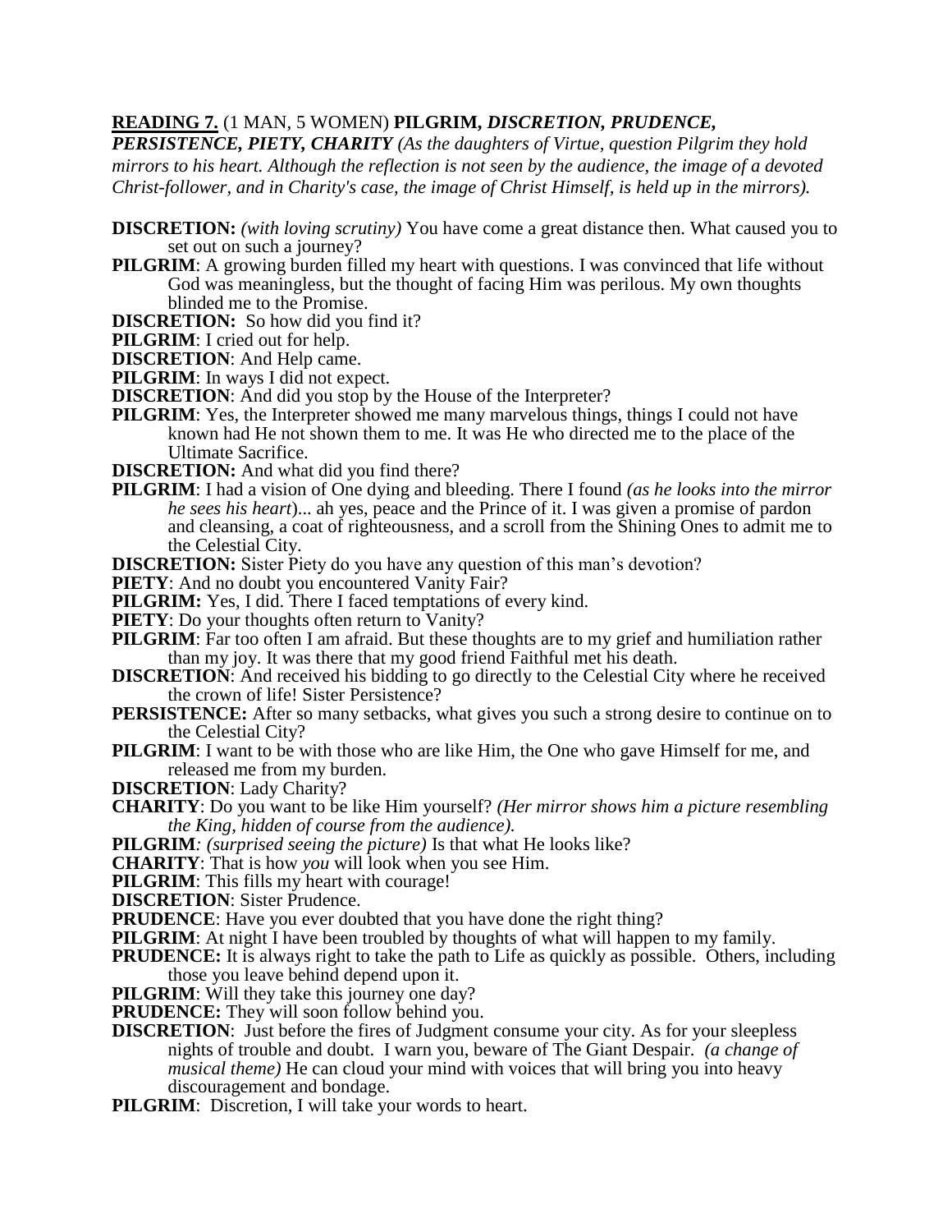**READING 7.** (1 MAN, 5 WOMEN) **PILGRIM, *DISCRETION, PRUDENCE, PERSISTENCE, PIETY, CHARITY*** *(As the daughters of Virtue, question Pilgrim they hold mirrors to his heart. Although the reflection is not seen by the audience, the image of a devoted Christ-follower, and in Charity's case, the image of Christ Himself, is held up in the mirrors).*

**DISCRETION:** *(with loving scrutiny)* You have come a great distance then. What caused you to set out on such a journey?

**PILGRIM**: A growing burden filled my heart with questions. I was convinced that life without God was meaningless, but the thought of facing Him was perilous. My own thoughts blinded me to the Promise.

**DISCRETION:** So how did you find it?

**PILGRIM**: I cried out for help.

**DISCRETION**: And Help came.

**PILGRIM**: In ways I did not expect.

**DISCRETION**: And did you stop by the House of the Interpreter?

**PILGRIM**: Yes, the Interpreter showed me many marvelous things, things I could not have known had He not shown them to me. It was He who directed me to the place of the Ultimate Sacrifice.

**DISCRETION:** And what did you find there?

**PILGRIM**: I had a vision of One dying and bleeding. There I found *(as he looks into the mirror he sees his heart*)... ah yes, peace and the Prince of it. I was given a promise of pardon and cleansing, a coat of righteousness, and a scroll from the Shining Ones to admit me to the Celestial City.

**DISCRETION:** Sister Piety do you have any question of this man's devotion?

**PIETY**: And no doubt you encountered Vanity Fair?

**PILGRIM:** Yes, I did. There I faced temptations of every kind.

**PIETY**: Do your thoughts often return to Vanity?

**PILGRIM**: Far too often I am afraid. But these thoughts are to my grief and humiliation rather than my joy. It was there that my good friend Faithful met his death.

**DISCRETION**: And received his bidding to go directly to the Celestial City where he received the crown of life! Sister Persistence?

**PERSISTENCE:** After so many setbacks, what gives you such a strong desire to continue on to the Celestial City?

**PILGRIM**: I want to be with those who are like Him, the One who gave Himself for me, and released me from my burden.

**DISCRETION**: Lady Charity?

**CHARITY**: Do you want to be like Him yourself? *(Her mirror shows him a picture resembling the King, hidden of course from the audience).*

**PILGRIM***: (surprised seeing the picture)* Is that what He looks like?

**CHARITY**: That is how *you* will look when you see Him.

**PILGRIM**: This fills my heart with courage!

**DISCRETION**: Sister Prudence.

**PRUDENCE**: Have you ever doubted that you have done the right thing?

**PILGRIM**: At night I have been troubled by thoughts of what will happen to my family.

**PRUDENCE:** It is always right to take the path to Life as quickly as possible. Others, including those you leave behind depend upon it.

**PILGRIM**: Will they take this journey one day?

**PRUDENCE:** They will soon follow behind you.

**DISCRETION**: Just before the fires of Judgment consume your city. As for your sleepless nights of trouble and doubt. I warn you, beware of The Giant Despair. *(a change of musical theme)* He can cloud your mind with voices that will bring you into heavy discouragement and bondage.

**PILGRIM**: Discretion, I will take your words to heart.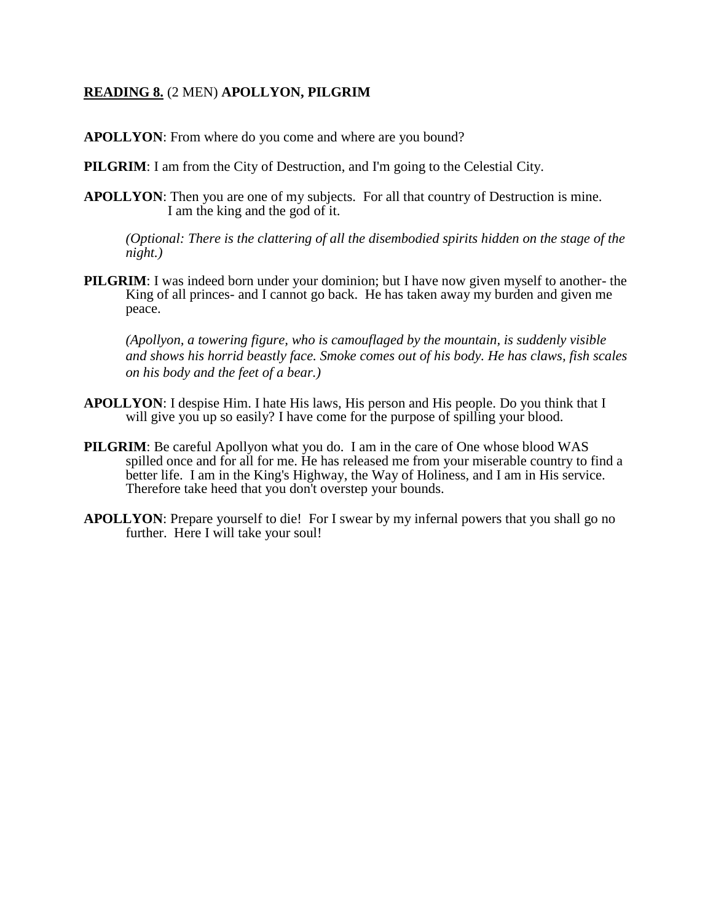**READING 8.** (2 MEN) **APOLLYON, PILGRIM**

**APOLLYON**: From where do you come and where are you bound?

**PILGRIM**: I am from the City of Destruction, and I'm going to the Celestial City.

**APOLLYON**: Then you are one of my subjects. For all that country of Destruction is mine. I am the king and the god of it.

*(Optional: There is the clattering of all the disembodied spirits hidden on the stage of the night.)*

**PILGRIM**: I was indeed born under your dominion; but I have now given myself to another- the King of all princes- and I cannot go back. He has taken away my burden and given me peace.

*(Apollyon, a towering figure, who is camouflaged by the mountain, is suddenly visible and shows his horrid beastly face. Smoke comes out of his body. He has claws, fish scales on his body and the feet of a bear.)*

**APOLLYON**: I despise Him. I hate His laws, His person and His people. Do you think that I will give you up so easily? I have come for the purpose of spilling your blood.

**PILGRIM**: Be careful Apollyon what you do. I am in the care of One whose blood WAS spilled once and for all for me. He has released me from your miserable country to find a better life. I am in the King's Highway, the Way of Holiness, and I am in His service. Therefore take heed that you don't overstep your bounds.

**APOLLYON**: Prepare yourself to die! For I swear by my infernal powers that you shall go no further. Here I will take your soul!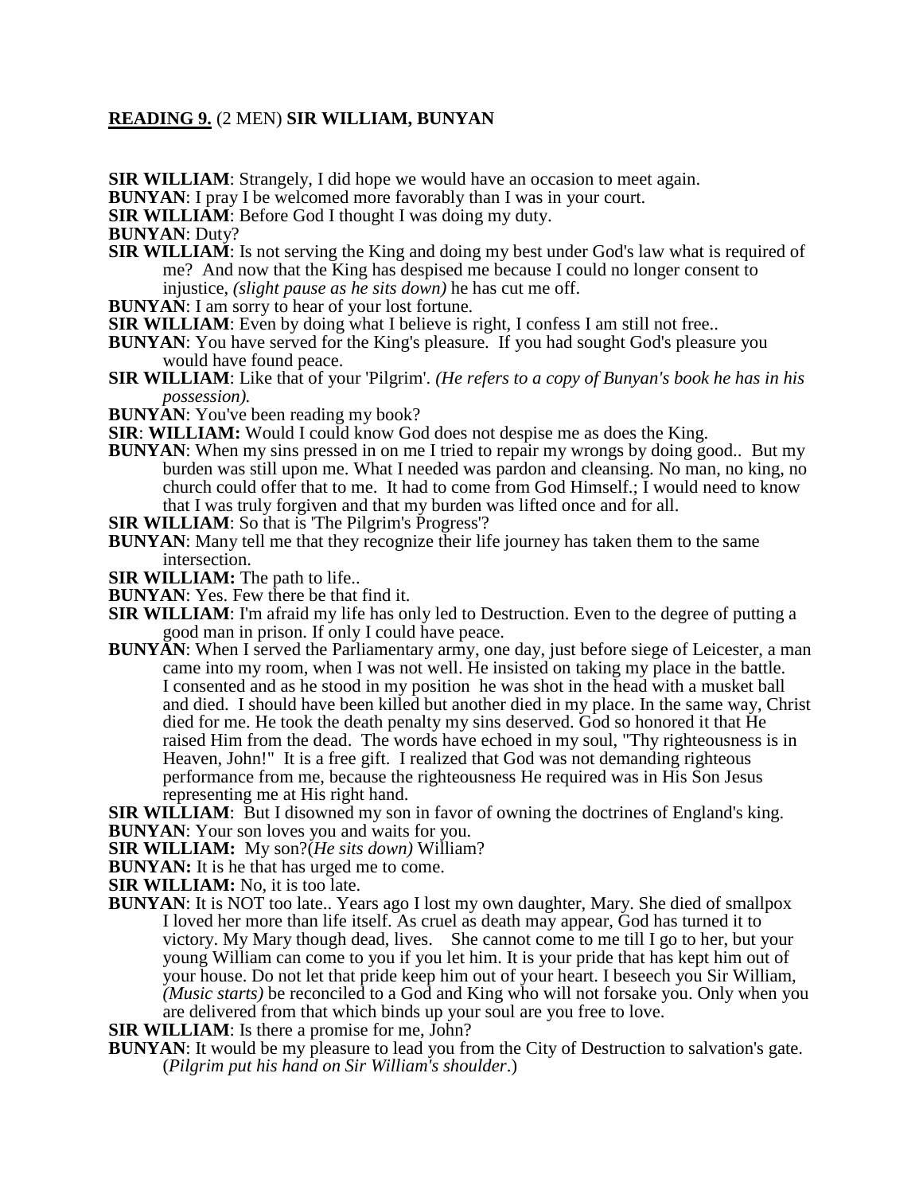**<u>READING 9.</u>** (2 MEN) **SIR WILLIAM, BUNYAN**

**SIR WILLIAM**: Strangely, I did hope we would have an occasion to meet again.

**BUNYAN**: I pray I be welcomed more favorably than I was in your court.

**SIR WILLIAM**: Before God I thought I was doing my duty.

**BUNYAN**: Duty?

**SIR WILLIAM**: Is not serving the King and doing my best under God's law what is required of me? And now that the King has despised me because I could no longer consent to injustice, *(slight pause as he sits down)* he has cut me off.

**BUNYAN**: I am sorry to hear of your lost fortune.

**SIR WILLIAM**: Even by doing what I believe is right, I confess I am still not free..

**BUNYAN**: You have served for the King's pleasure. If you had sought God's pleasure you would have found peace.

**SIR WILLIAM**: Like that of your 'Pilgrim'. *(He refers to a copy of Bunyan's book he has in his possession).*

**BUNYAN**: You've been reading my book?

**SIR**: **WILLIAM:** Would I could know God does not despise me as does the King.

**BUNYAN**: When my sins pressed in on me I tried to repair my wrongs by doing good.. But my burden was still upon me. What I needed was pardon and cleansing. No man, no king, no church could offer that to me. It had to come from God Himself.; I would need to know that I was truly forgiven and that my burden was lifted once and for all.

**SIR WILLIAM**: So that is 'The Pilgrim's Progress'?

**BUNYAN**: Many tell me that they recognize their life journey has taken them to the same intersection.

**SIR WILLIAM:** The path to life..

**BUNYAN**: Yes. Few there be that find it.

**SIR WILLIAM**: I'm afraid my life has only led to Destruction. Even to the degree of putting a good man in prison. If only I could have peace.

**BUNYAN**: When I served the Parliamentary army, one day, just before siege of Leicester, a man came into my room, when I was not well. He insisted on taking my place in the battle. I consented and as he stood in my position he was shot in the head with a musket ball and died. I should have been killed but another died in my place. In the same way, Christ died for me. He took the death penalty my sins deserved. God so honored it that He raised Him from the dead. The words have echoed in my soul, "Thy righteousness is in Heaven, John!" It is a free gift. I realized that God was not demanding righteous performance from me, because the righteousness He required was in His Son Jesus representing me at His right hand.

**SIR WILLIAM**: But I disowned my son in favor of owning the doctrines of England's king.

**BUNYAN**: Your son loves you and waits for you.

**SIR WILLIAM:** My son?*(He sits down)* William?

**BUNYAN:** It is he that has urged me to come.

**SIR WILLIAM:** No, it is too late.

**BUNYAN**: It is NOT too late.. Years ago I lost my own daughter, Mary. She died of smallpox I loved her more than life itself. As cruel as death may appear, God has turned it to victory. My Mary though dead, lives. She cannot come to me till I go to her, but your young William can come to you if you let him. It is your pride that has kept him out of your house. Do not let that pride keep him out of your heart. I beseech you Sir William, *(Music starts)* be reconciled to a God and King who will not forsake you. Only when you are delivered from that which binds up your soul are you free to love.

**SIR WILLIAM**: Is there a promise for me, John?

**BUNYAN**: It would be my pleasure to lead you from the City of Destruction to salvation's gate. (*Pilgrim put his hand on Sir William's shoulder*.)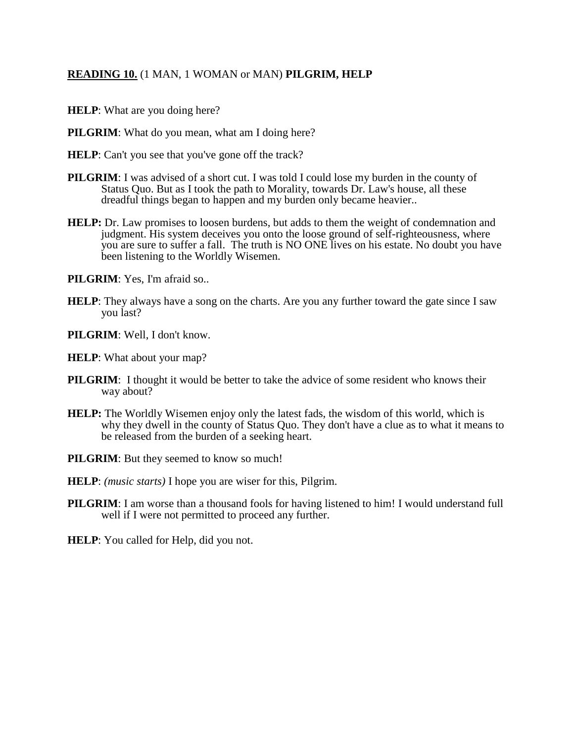**READING 10.** (1 MAN, 1 WOMAN or MAN) **PILGRIM, HELP**

**HELP**: What are you doing here?

**PILGRIM**: What do you mean, what am I doing here?

**HELP**: Can't you see that you've gone off the track?

**PILGRIM**: I was advised of a short cut. I was told I could lose my burden in the county of Status Quo. But as I took the path to Morality, towards Dr. Law's house, all these dreadful things began to happen and my burden only became heavier..

**HELP:** Dr. Law promises to loosen burdens, but adds to them the weight of condemnation and judgment. His system deceives you onto the loose ground of self-righteousness, where you are sure to suffer a fall. The truth is NO ONE lives on his estate. No doubt you have been listening to the Worldly Wisemen.

**PILGRIM**: Yes, I'm afraid so..

**HELP**: They always have a song on the charts. Are you any further toward the gate since I saw you last?

**PILGRIM**: Well, I don't know.

**HELP**: What about your map?

**PILGRIM**: I thought it would be better to take the advice of some resident who knows their way about?

**HELP:** The Worldly Wisemen enjoy only the latest fads, the wisdom of this world, which is why they dwell in the county of Status Quo. They don't have a clue as to what it means to be released from the burden of a seeking heart.

**PILGRIM**: But they seemed to know so much!

**HELP**: *(music starts)* I hope you are wiser for this, Pilgrim.

**PILGRIM**: I am worse than a thousand fools for having listened to him! I would understand full well if I were not permitted to proceed any further.

**HELP**: You called for Help, did you not.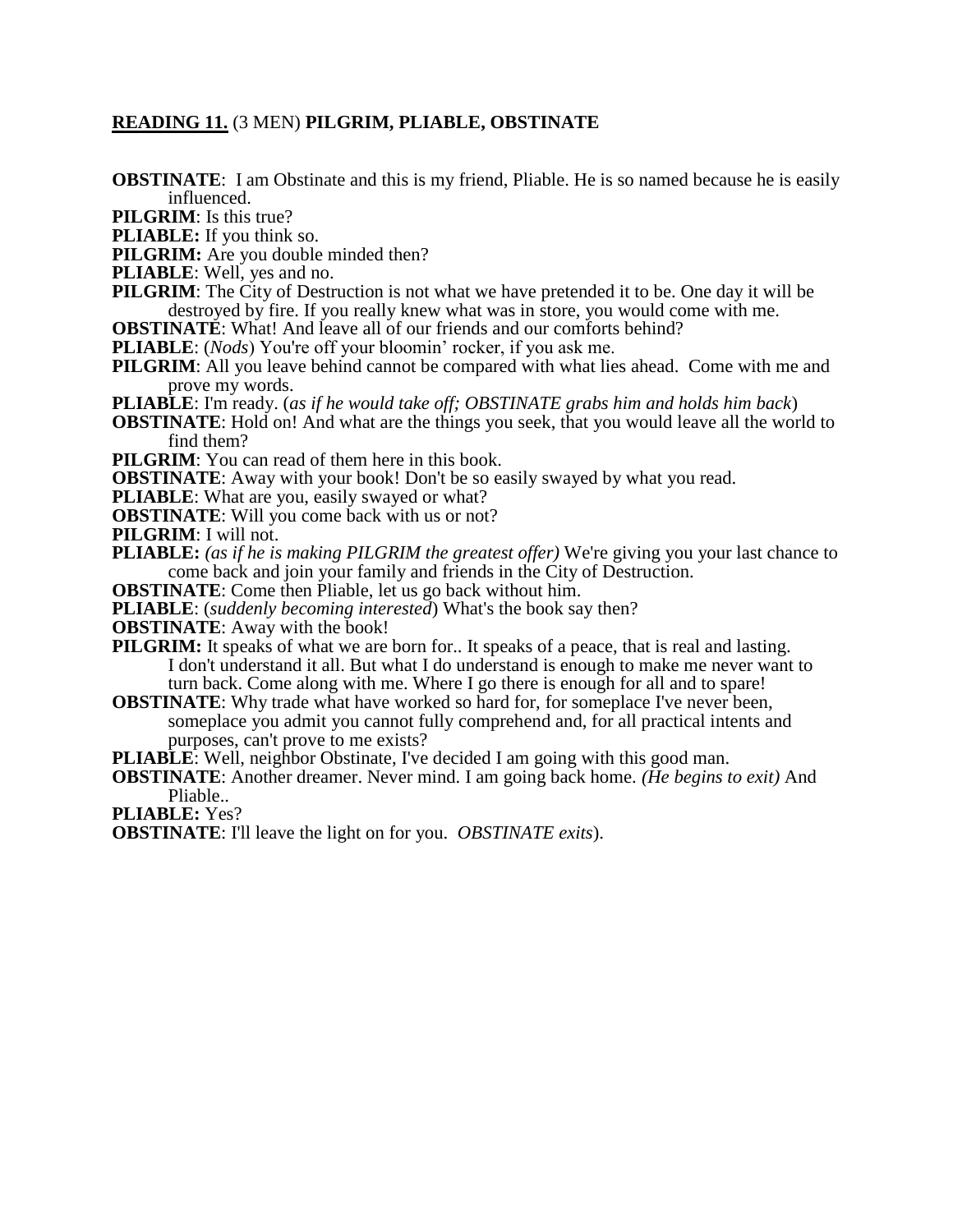**READING 11.** (3 MEN) **PILGRIM, PLIABLE, OBSTINATE**

**OBSTINATE**: I am Obstinate and this is my friend, Pliable. He is so named because he is easily influenced.

**PILGRIM**: Is this true?

**PLIABLE:** If you think so.

**PILGRIM:** Are you double minded then?

**PLIABLE**: Well, yes and no.

**PILGRIM**: The City of Destruction is not what we have pretended it to be. One day it will be destroyed by fire. If you really knew what was in store, you would come with me.

**OBSTINATE**: What! And leave all of our friends and our comforts behind?

**PLIABLE**: (*Nods*) You're off your bloomin' rocker, if you ask me.

**PILGRIM**: All you leave behind cannot be compared with what lies ahead. Come with me and prove my words.

**PLIABLE**: I'm ready. (*as if he would take off; OBSTINATE grabs him and holds him back*)

**OBSTINATE**: Hold on! And what are the things you seek, that you would leave all the world to find them?

**PILGRIM**: You can read of them here in this book.

**OBSTINATE**: Away with your book! Don't be so easily swayed by what you read.

**PLIABLE**: What are you, easily swayed or what?

**OBSTINATE**: Will you come back with us or not?

**PILGRIM**: I will not.

**PLIABLE:** *(as if he is making PILGRIM the greatest offer)* We're giving you your last chance to come back and join your family and friends in the City of Destruction.

**OBSTINATE**: Come then Pliable, let us go back without him.

**PLIABLE**: (*suddenly becoming interested*) What's the book say then?

**OBSTINATE**: Away with the book!

**PILGRIM:** It speaks of what we are born for.. It speaks of a peace, that is real and lasting. I don't understand it all. But what I do understand is enough to make me never want to turn back. Come along with me. Where I go there is enough for all and to spare!

**OBSTINATE**: Why trade what have worked so hard for, for someplace I've never been, someplace you admit you cannot fully comprehend and, for all practical intents and purposes, can't prove to me exists?

**PLIABLE**: Well, neighbor Obstinate, I've decided I am going with this good man.

**OBSTINATE**: Another dreamer. Never mind. I am going back home. *(He begins to exit)* And Pliable..

**PLIABLE:** Yes?

**OBSTINATE**: I'll leave the light on for you. *OBSTINATE exits*).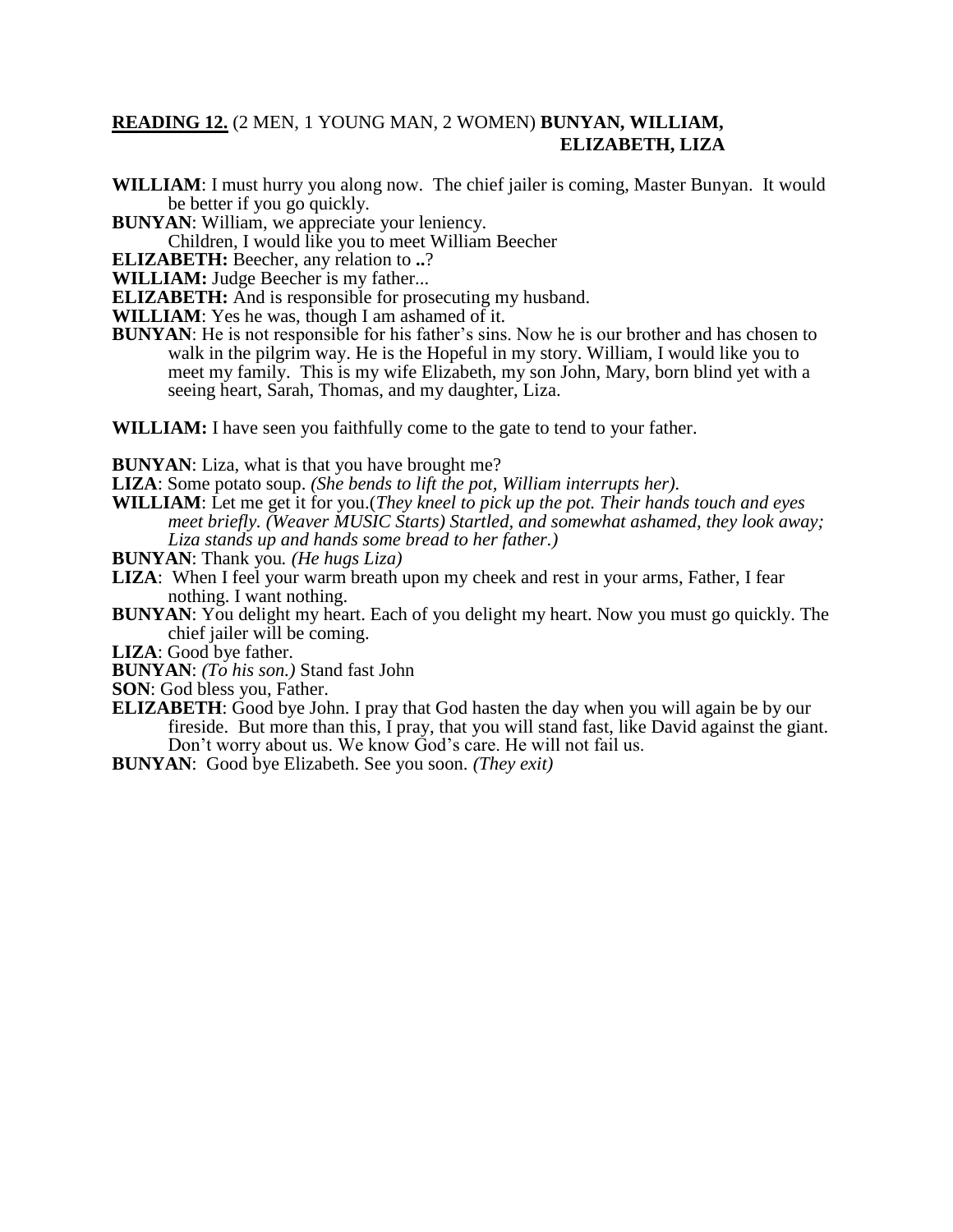**<u>READING 12.</u>** (2 MEN, 1 YOUNG MAN, 2 WOMEN) **BUNYAN, WILLIAM, ELIZABETH, LIZA**

**WILLIAM**: I must hurry you along now. The chief jailer is coming, Master Bunyan. It would be better if you go quickly.

**BUNYAN**: William, we appreciate your leniency.
Children, I would like you to meet William Beecher

**ELIZABETH:** Beecher, any relation to **..**?

**WILLIAM:** Judge Beecher is my father...

**ELIZABETH:** And is responsible for prosecuting my husband.

**WILLIAM**: Yes he was, though I am ashamed of it.

**BUNYAN**: He is not responsible for his father's sins. Now he is our brother and has chosen to walk in the pilgrim way. He is the Hopeful in my story. William, I would like you to meet my family. This is my wife Elizabeth, my son John, Mary, born blind yet with a seeing heart, Sarah, Thomas, and my daughter, Liza.

**WILLIAM:** I have seen you faithfully come to the gate to tend to your father.

**BUNYAN**: Liza, what is that you have brought me?

**LIZA**: Some potato soup. *(She bends to lift the pot, William interrupts her).*

**WILLIAM**: Let me get it for you.(*They kneel to pick up the pot. Their hands touch and eyes meet briefly. (Weaver MUSIC Starts) Startled, and somewhat ashamed, they look away; Liza stands up and hands some bread to her father.)*

**BUNYAN**: Thank you*. (He hugs Liza)*

**LIZA**: When I feel your warm breath upon my cheek and rest in your arms, Father, I fear nothing. I want nothing.

**BUNYAN**: You delight my heart. Each of you delight my heart. Now you must go quickly. The chief jailer will be coming.

**LIZA**: Good bye father.

**BUNYAN**: *(To his son.)* Stand fast John

**SON**: God bless you, Father.

**ELIZABETH**: Good bye John. I pray that God hasten the day when you will again be by our fireside. But more than this, I pray, that you will stand fast, like David against the giant. Don't worry about us. We know God's care. He will not fail us.

**BUNYAN**: Good bye Elizabeth. See you soon. *(They exit)*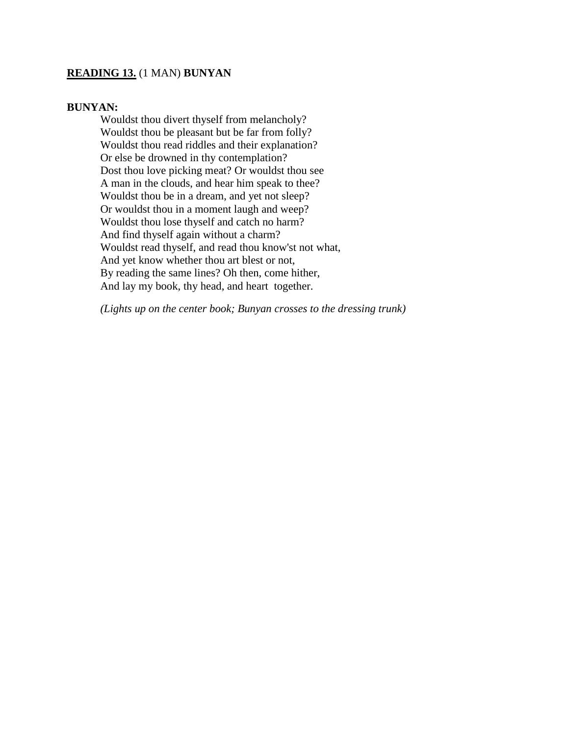**<u>READING 13.</u>** (1 MAN) **BUNYAN**

**BUNYAN:**

Wouldst thou divert thyself from melancholy?
Wouldst thou be pleasant but be far from folly?
Wouldst thou read riddles and their explanation?
Or else be drowned in thy contemplation?
Dost thou love picking meat? Or wouldst thou see
A man in the clouds, and hear him speak to thee?
Wouldst thou be in a dream, and yet not sleep?
Or wouldst thou in a moment laugh and weep?
Wouldst thou lose thyself and catch no harm?
And find thyself again without a charm?
Wouldst read thyself, and read thou know'st not what,
And yet know whether thou art blest or not,
By reading the same lines? Oh then, come hither,
And lay my book, thy head, and heart together.

*(Lights up on the center book; Bunyan crosses to the dressing trunk)*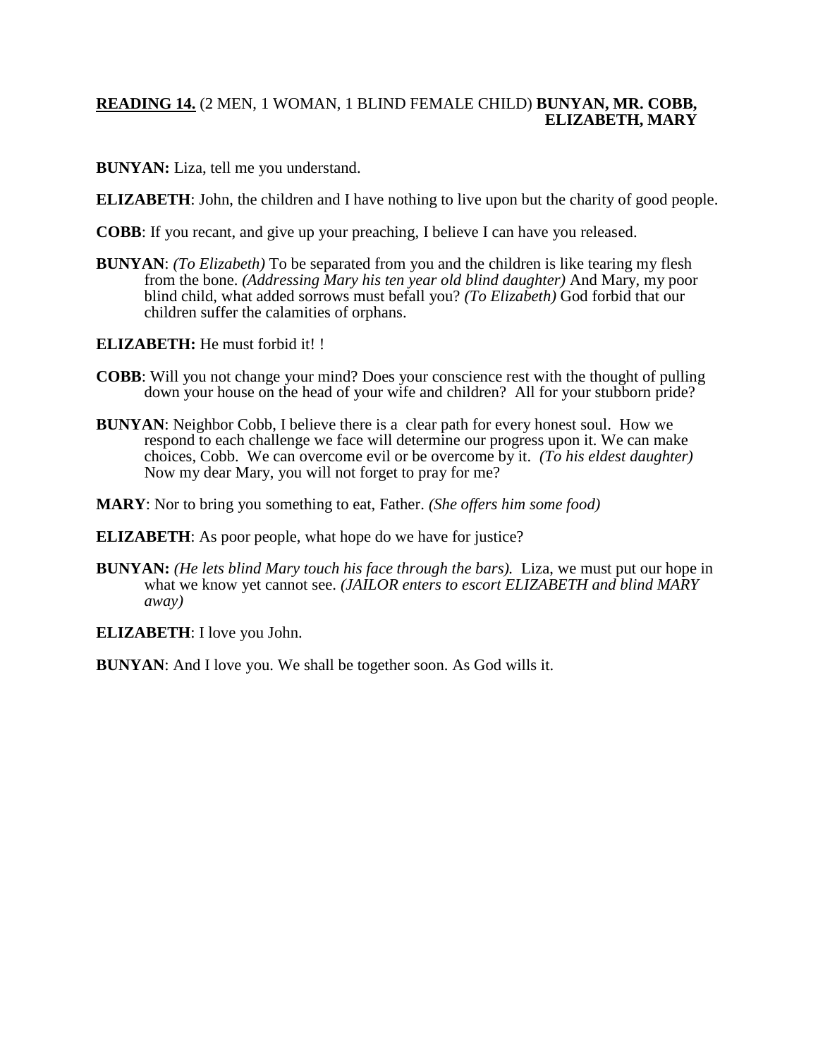**<u>READING 14.</u>** (2 MEN, 1 WOMAN, 1 BLIND FEMALE CHILD) **BUNYAN, MR. COBB, ELIZABETH, MARY**

**BUNYAN:** Liza, tell me you understand.

**ELIZABETH**: John, the children and I have nothing to live upon but the charity of good people.

**COBB**: If you recant, and give up your preaching, I believe I can have you released.

**BUNYAN**: *(To Elizabeth)* To be separated from you and the children is like tearing my flesh from the bone. *(Addressing Mary his ten year old blind daughter)* And Mary, my poor blind child, what added sorrows must befall you? *(To Elizabeth)* God forbid that our children suffer the calamities of orphans.

**ELIZABETH:** He must forbid it! !

**COBB**: Will you not change your mind? Does your conscience rest with the thought of pulling down your house on the head of your wife and children? All for your stubborn pride?

**BUNYAN**: Neighbor Cobb, I believe there is a clear path for every honest soul. How we respond to each challenge we face will determine our progress upon it. We can make choices, Cobb. We can overcome evil or be overcome by it. *(To his eldest daughter)* Now my dear Mary, you will not forget to pray for me?

**MARY**: Nor to bring you something to eat, Father. *(She offers him some food)*

**ELIZABETH**: As poor people, what hope do we have for justice?

**BUNYAN:** *(He lets blind Mary touch his face through the bars).* Liza, we must put our hope in what we know yet cannot see. *(JAILOR enters to escort ELIZABETH and blind MARY away)*

**ELIZABETH**: I love you John.

**BUNYAN**: And I love you. We shall be together soon. As God wills it.